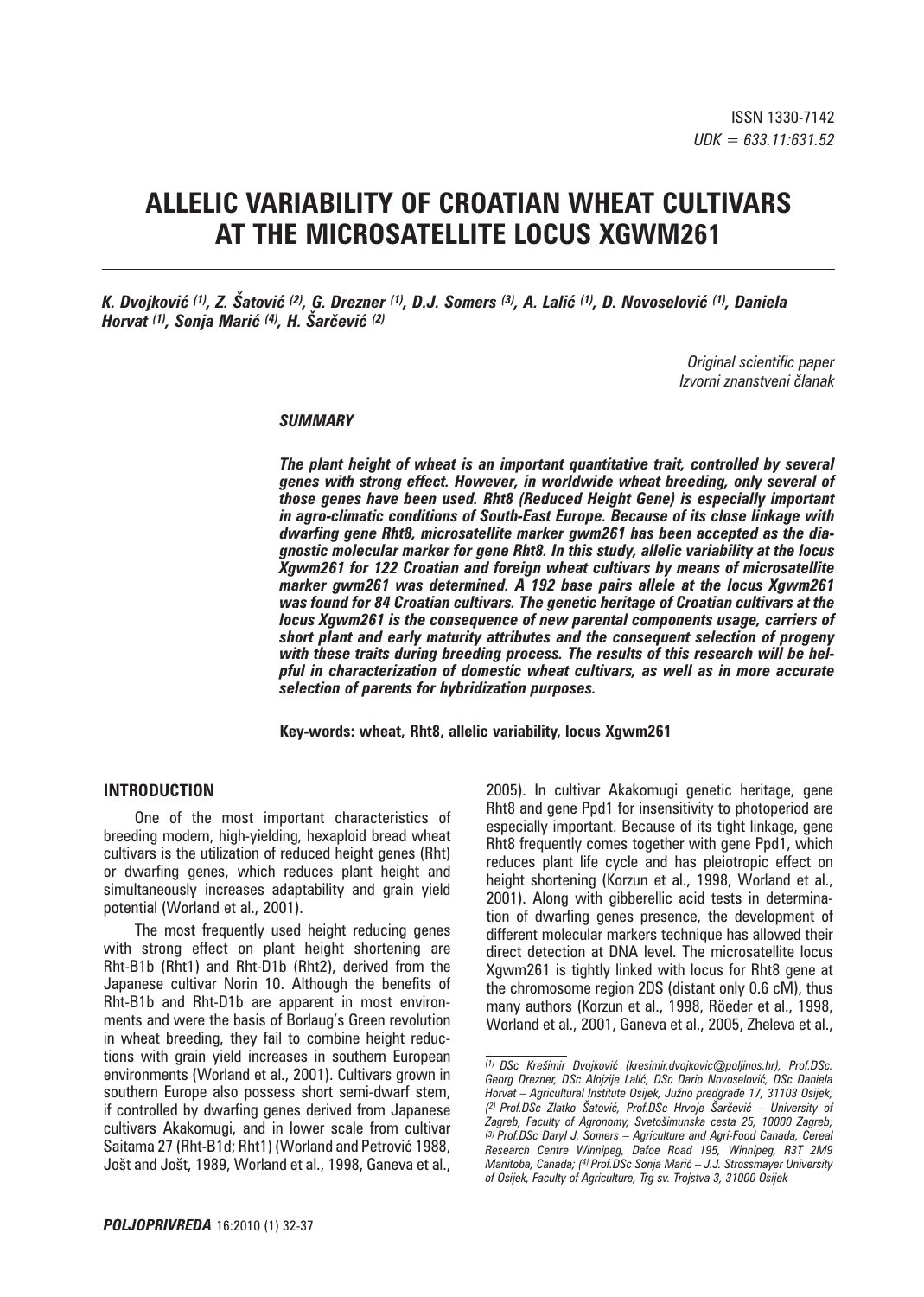ISSN 1330-7142
*UDK = 633.11:631.52*

# ALLELIC VARIABILITY OF CROATIAN WHEAT CULTIVARS AT THE MICROSATELLITE LOCUS XGWM261

***K. Dvojković [(1)], Z. Šatović [(2)], G. Drezner [(1)], D.J. Somers [(3)], A. Lalić [(1)], D. Novoselović [(1)], Daniela Horvat [(1)], Sonja Marić [(4)], H. Šarčević [(2)]***

*Original scientific paper*
*Izvorni znanstveni članak*

***SUMMARY***

***The plant height of wheat is an important quantitative trait, controlled by several genes with strong effect. However, in worldwide wheat breeding, only several of those genes have been used. Rht8 (Reduced Height Gene) is especially important in agro-climatic conditions of South-East Europe. Because of its close linkage with dwarfing gene Rht8, microsatellite marker gwm261 has been accepted as the diagnostic molecular marker for gene Rht8. In this study, allelic variability at the locus Xgwm261 for 122 Croatian and foreign wheat cultivars by means of microsatellite marker gwm261 was determined. A 192 base pairs allele at the locus Xgwm261 was found for 84 Croatian cultivars. The genetic heritage of Croatian cultivars at the locus Xgwm261 is the consequence of new parental components usage, carriers of short plant and early maturity attributes and the consequent selection of progeny with these traits during breeding process. The results of this research will be helpful in characterization of domestic wheat cultivars, as well as in more accurate selection of parents for hybridization purposes.***

**Key-words: wheat, Rht8, allelic variability, locus Xgwm261**

## INTRODUCTION

One of the most important characteristics of breeding modern, high-yielding, hexaploid bread wheat cultivars is the utilization of reduced height genes (Rht) or dwarfing genes, which reduces plant height and simultaneously increases adaptability and grain yield potential (Worland et al., 2001).

The most frequently used height reducing genes with strong effect on plant height shortening are Rht-B1b (Rht1) and Rht-D1b (Rht2), derived from the Japanese cultivar Norin 10. Although the benefits of Rht-B1b and Rht-D1b are apparent in most environments and were the basis of Borlaug's Green revolution in wheat breeding, they fail to combine height reductions with grain yield increases in southern European environments (Worland et al., 2001). Cultivars grown in southern Europe also possess short semi-dwarf stem, if controlled by dwarfing genes derived from Japanese cultivars Akakomugi, and in lower scale from cultivar Saitama 27 (Rht-B1d; Rht1) (Worland and Petrović 1988, Jošt and Jošt, 1989, Worland et al., 1998, Ganeva et al., 2005). In cultivar Akakomugi genetic heritage, gene Rht8 and gene Ppd1 for insensitivity to photoperiod are especially important. Because of its tight linkage, gene Rht8 frequently comes together with gene Ppd1, which reduces plant life cycle and has pleiotropic effect on height shortening (Korzun et al., 1998, Worland et al., 2001). Along with gibberellic acid tests in determination of dwarfing genes presence, the development of different molecular markers technique has allowed their direct detection at DNA level. The microsatellite locus Xgwm261 is tightly linked with locus for Rht8 gene at the chromosome region 2DS (distant only 0.6 cM), thus many authors (Korzun et al., 1998, Röeder et al., 1998, Worland et al., 2001, Ganeva et al., 2005, Zheleva et al.,

---

*[(1)] DSc Krešimir Dvojković (kresimir.dvojkovic@poljinos.hr), Prof.DSc. Georg Drezner, DSc Alojzije Lalić, DSc Dario Novoselović, DSc Daniela Horvat – Agricultural Institute Osijek, Južno predgrađe 17, 31103 Osijek; [(2)] Prof.DSc Zlatko Šatović, Prof.DSc Hrvoje Šarčević – University of Zagreb, Faculty of Agronomy, Svetošimunska cesta 25, 10000 Zagreb; [(3)] Prof.DSc Daryl J. Somers – Agriculture and Agri-Food Canada, Cereal Research Centre Winnipeg, Dafoe Road 195, Winnipeg, R3T 2M9 Manitoba, Canada; [(4)] Prof.DSc Sonja Marić – J.J. Strossmayer University of Osijek, Faculty of Agriculture, Trg sv. Trojstva 3, 31000 Osijek*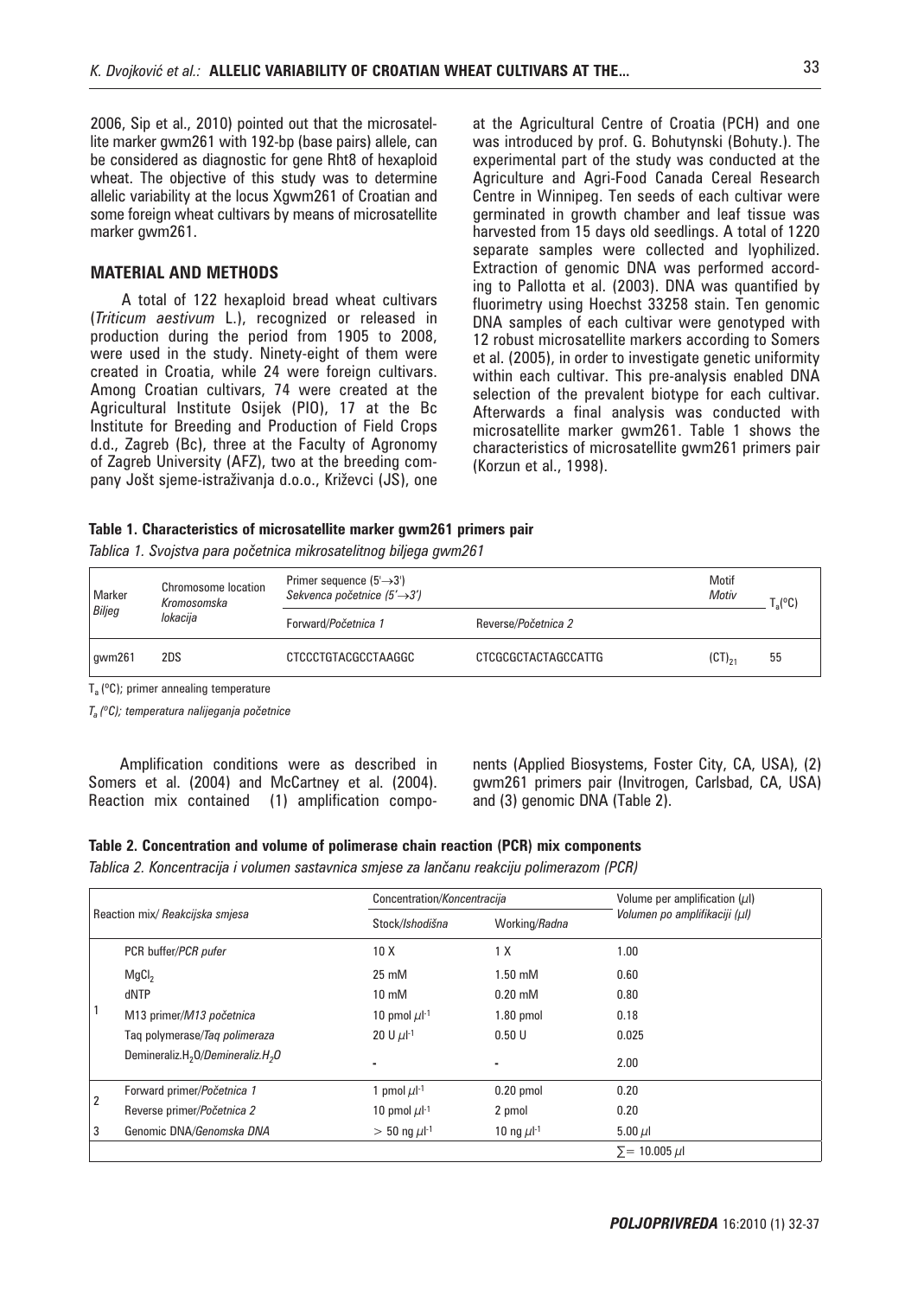2006, Sip et al., 2010) pointed out that the microsatellite marker gwm261 with 192-bp (base pairs) allele, can be considered as diagnostic for gene Rht8 of hexaploid wheat. The objective of this study was to determine allelic variability at the locus Xgwm261 of Croatian and some foreign wheat cultivars by means of microsatellite marker gwm261.

## MATERIAL AND METHODS

A total of 122 hexaploid bread wheat cultivars (*Triticum aestivum* L.), recognized or released in production during the period from 1905 to 2008, were used in the study. Ninety-eight of them were created in Croatia, while 24 were foreign cultivars. Among Croatian cultivars, 74 were created at the Agricultural Institute Osijek (PIO), 17 at the Bc Institute for Breeding and Production of Field Crops d.d., Zagreb (Bc), three at the Faculty of Agronomy of Zagreb University (AFZ), two at the breeding company Jošt sjeme-istraživanja d.o.o., Križevci (JS), one at the Agricultural Centre of Croatia (PCH) and one was introduced by prof. G. Bohutynski (Bohuty.). The experimental part of the study was conducted at the Agriculture and Agri-Food Canada Cereal Research Centre in Winnipeg. Ten seeds of each cultivar were germinated in growth chamber and leaf tissue was harvested from 15 days old seedlings. A total of 1220 separate samples were collected and lyophilized. Extraction of genomic DNA was performed according to Pallotta et al. (2003). DNA was quantified by fluorimetry using Hoechst 33258 stain. Ten genomic DNA samples of each cultivar were genotyped with 12 robust microsatellite markers according to Somers et al. (2005), in order to investigate genetic uniformity within each cultivar. This pre-analysis enabled DNA selection of the prevalent biotype for each cultivar. Afterwards a final analysis was conducted with microsatellite marker gwm261. Table 1 shows the characteristics of microsatellite gwm261 primers pair (Korzun et al., 1998).

**Table 1. Characteristics of microsatellite marker gwm261 primers pair**

*Tablica 1. Svojstva para početnica mikrosatelitnog biljega gwm261*

| Marker *Biljeg* | Chromosome location *Kromosomska lokacija* | Primer sequence (5'→3') *Sekvenca početnice (5'→3')* | | Motif *Motiv* | $T_a$(°C) |
|---|---|---|---|---|---|
| | | Forward/*Početnica 1* | Reverse/*Početnica 2* | | |
| gwm261 | 2DS | CTCCCTGTACGCCTAAGGC | CTCGCGCTACTAGCCATTG | $(CT)_{21}$ | 55 |

$T_a$ (°C); primer annealing temperature

*$T_a$ (°C); temperatura nalijeganja početnice*

Amplification conditions were as described in Somers et al. (2004) and McCartney et al. (2004). Reaction mix contained (1) amplification components (Applied Biosystems, Foster City, CA, USA), (2) gwm261 primers pair (Invitrogen, Carlsbad, CA, USA) and (3) genomic DNA (Table 2).

**Table 2. Concentration and volume of polimerase chain reaction (PCR) mix components**

*Tablica 2. Koncentracija i volumen sastavnica smjese za lančanu reakciju polimerazom (PCR)*

| Reaction mix/ *Reakcijska smjesa* | | Concentration/*Koncentracija* | | Volume per amplification (µl) *Volumen po amplifikaciji (µl)* |
|---|---|---|---|---|
| | | Stock/*Ishodišna* | Working/*Radna* | |
| 1 | PCR buffer/*PCR pufer* | 10 X | 1 X | 1.00 |
| | $MgCl_2$ | 25 mM | 1.50 mM | 0.60 |
| | dNTP | 10 mM | 0.20 mM | 0.80 |
| | M13 primer/*M13 početnica* | 10 pmol µl$^{-1}$ | 1.80 pmol | 0.18 |
| | Taq polymerase/*Taq polimeraza* | 20 U µl$^{-1}$ | 0.50 U | 0.025 |
| | Demineraliz.$H_2O$/*Demineraliz.$H_2O$* | - | - | 2.00 |
| 2 | Forward primer/*Početnica 1* | 1 pmol µl$^{-1}$ | 0.20 pmol | 0.20 |
| | Reverse primer/*Početnica 2* | 10 pmol µl$^{-1}$ | 2 pmol | 0.20 |
| 3 | Genomic DNA/*Genomska DNA* | > 50 ng µl$^{-1}$ | 10 ng µl$^{-1}$ | 5.00 µl |
| | | | | ∑= 10.005 µl |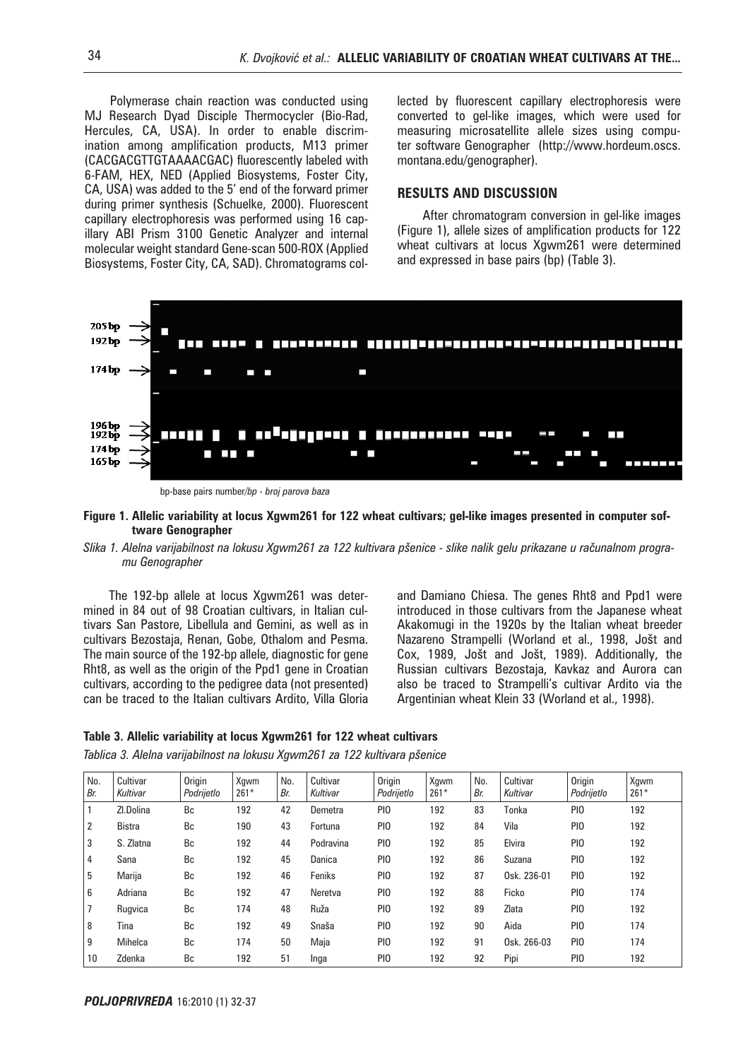Polymerase chain reaction was conducted using MJ Research Dyad Disciple Thermocycler (Bio-Rad, Hercules, CA, USA). In order to enable discrimination among amplification products, M13 primer (CACGACGTTGTAAAACGAC) fluorescently labeled with 6-FAM, HEX, NED (Applied Biosystems, Foster City, CA, USA) was added to the 5' end of the forward primer during primer synthesis (Schuelke, 2000). Fluorescent capillary electrophoresis was performed using 16 capillary ABI Prism 3100 Genetic Analyzer and internal molecular weight standard Gene-scan 500-ROX (Applied Biosystems, Foster City, CA, SAD). Chromatograms collected by fluorescent capillary electrophoresis were converted to gel-like images, which were used for measuring microsatellite allele sizes using computer software Genographer (http://www.hordeum.oscs.montana.edu/genographer).

## RESULTS AND DISCUSSION

After chromatogram conversion in gel-like images (Figure 1), allele sizes of amplification products for 122 wheat cultivars at locus Xgwm261 were determined and expressed in base pairs (bp) (Table 3).

bp-base pairs number/*bp - broj parova baza*

**Figure 1. Allelic variability at locus Xgwm261 for 122 wheat cultivars; gel-like images presented in computer software Genographer**

*Slika 1. Alelna varijabilnost na lokusu Xgwm261 za 122 kultivara pšenice - slike nalik gelu prikazane u računalnom programu Genographer*

The 192-bp allele at locus Xgwm261 was determined in 84 out of 98 Croatian cultivars, in Italian cultivars San Pastore, Libellula and Gemini, as well as in cultivars Bezostaja, Renan, Gobe, Othalom and Pesma. The main source of the 192-bp allele, diagnostic for gene Rht8, as well as the origin of the Ppd1 gene in Croatian cultivars, according to the pedigree data (not presented) can be traced to the Italian cultivars Ardito, Villa Gloria and Damiano Chiesa. The genes Rht8 and Ppd1 were introduced in those cultivars from the Japanese wheat Akakomugi in the 1920s by the Italian wheat breeder Nazareno Strampelli (Worland et al., 1998, Jošt and Cox, 1989, Jošt and Jošt, 1989). Additionally, the Russian cultivars Bezostaja, Kavkaz and Aurora can also be traced to Strampelli's cultivar Ardito via the Argentinian wheat Klein 33 (Worland et al., 1998).

**Table 3. Allelic variability at locus Xgwm261 for 122 wheat cultivars**

*Tablica 3. Alelna varijabilnost na lokusu Xgwm261 za 122 kultivara pšenice*

| No. *Br.* | Cultivar *Kultivar* | Origin *Podrijetlo* | Xgwm 261* | No. *Br.* | Cultivar *Kultivar* | Origin *Podrijetlo* | Xgwm 261* | No. *Br.* | Cultivar *Kultivar* | Origin *Podrijetlo* | Xgwm 261* |
|---|---|---|---|---|---|---|---|---|---|---|---|
| 1 | Zl.Dolina | Bc | 192 | 42 | Demetra | PIO | 192 | 83 | Tonka | PIO | 192 |
| 2 | Bistra | Bc | 190 | 43 | Fortuna | PIO | 192 | 84 | Vila | PIO | 192 |
| 3 | S. Zlatna | Bc | 192 | 44 | Podravina | PIO | 192 | 85 | Elvira | PIO | 192 |
| 4 | Sana | Bc | 192 | 45 | Danica | PIO | 192 | 86 | Suzana | PIO | 192 |
| 5 | Marija | Bc | 192 | 46 | Feniks | PIO | 192 | 87 | Osk. 236-01 | PIO | 192 |
| 6 | Adriana | Bc | 192 | 47 | Neretva | PIO | 192 | 88 | Ficko | PIO | 174 |
| 7 | Rugvica | Bc | 174 | 48 | Ruža | PIO | 192 | 89 | Zlata | PIO | 192 |
| 8 | Tina | Bc | 192 | 49 | Snaša | PIO | 192 | 90 | Aida | PIO | 174 |
| 9 | Mihelca | Bc | 174 | 50 | Maja | PIO | 192 | 91 | Osk. 266-03 | PIO | 174 |
| 10 | Zdenka | Bc | 192 | 51 | Inga | PIO | 192 | 92 | Pipi | PIO | 192 |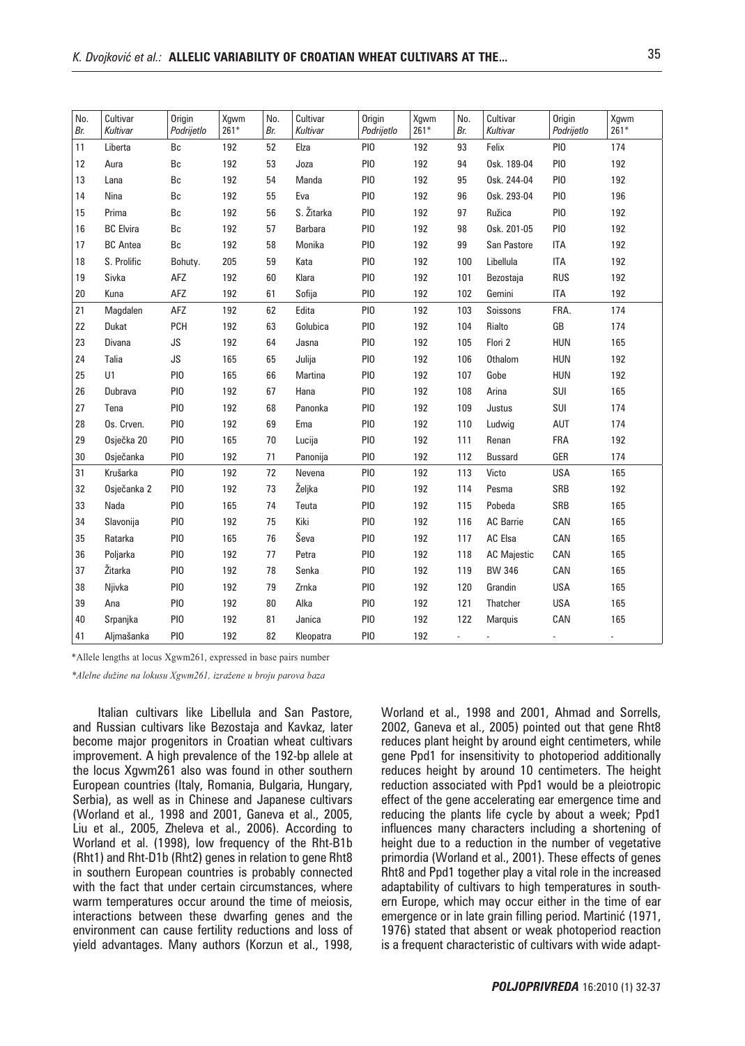| No. Br. | Cultivar Kultivar | Origin Podrijetlo | Xgwm 261* | No. Br. | Cultivar Kultivar | Origin Podrijetlo | Xgwm 261* | No. Br. | Cultivar Kultivar | Origin Podrijetlo | Xgwm 261* |
|---|---|---|---|---|---|---|---|---|---|---|---|
| 11 | Liberta | Bc | 192 | 52 | Elza | PIO | 192 | 93 | Felix | PIO | 174 |
| 12 | Aura | Bc | 192 | 53 | Joza | PIO | 192 | 94 | Osk. 189-04 | PIO | 192 |
| 13 | Lana | Bc | 192 | 54 | Manda | PIO | 192 | 95 | Osk. 244-04 | PIO | 192 |
| 14 | Nina | Bc | 192 | 55 | Eva | PIO | 192 | 96 | Osk. 293-04 | PIO | 196 |
| 15 | Prima | Bc | 192 | 56 | S. Žitarka | PIO | 192 | 97 | Ružica | PIO | 192 |
| 16 | BC Elvira | Bc | 192 | 57 | Barbara | PIO | 192 | 98 | Osk. 201-05 | PIO | 192 |
| 17 | BC Antea | Bc | 192 | 58 | Monika | PIO | 192 | 99 | San Pastore | ITA | 192 |
| 18 | S. Prolific | Bohuty. | 205 | 59 | Kata | PIO | 192 | 100 | Libellula | ITA | 192 |
| 19 | Sivka | AFZ | 192 | 60 | Klara | PIO | 192 | 101 | Bezostaja | RUS | 192 |
| 20 | Kuna | AFZ | 192 | 61 | Sofija | PIO | 192 | 102 | Gemini | ITA | 192 |
| 21 | Magdalen | AFZ | 192 | 62 | Edita | PIO | 192 | 103 | Soissons | FRA. | 174 |
| 22 | Dukat | PCH | 192 | 63 | Golubica | PIO | 192 | 104 | Rialto | GB | 174 |
| 23 | Divana | JS | 192 | 64 | Jasna | PIO | 192 | 105 | Flori 2 | HUN | 165 |
| 24 | Talia | JS | 165 | 65 | Julija | PIO | 192 | 106 | Othalom | HUN | 192 |
| 25 | U1 | PIO | 165 | 66 | Martina | PIO | 192 | 107 | Gobe | HUN | 192 |
| 26 | Dubrava | PIO | 192 | 67 | Hana | PIO | 192 | 108 | Arina | SUI | 165 |
| 27 | Tena | PIO | 192 | 68 | Panonka | PIO | 192 | 109 | Justus | SUI | 174 |
| 28 | Os. Crven. | PIO | 192 | 69 | Ema | PIO | 192 | 110 | Ludwig | AUT | 174 |
| 29 | Osječka 20 | PIO | 165 | 70 | Lucija | PIO | 192 | 111 | Renan | FRA | 192 |
| 30 | Osječanka | PIO | 192 | 71 | Panonija | PIO | 192 | 112 | Bussard | GER | 174 |
| 31 | Krušarka | PIO | 192 | 72 | Nevena | PIO | 192 | 113 | Victo | USA | 165 |
| 32 | Osječanka 2 | PIO | 192 | 73 | Željka | PIO | 192 | 114 | Pesma | SRB | 192 |
| 33 | Nada | PIO | 165 | 74 | Teuta | PIO | 192 | 115 | Pobeda | SRB | 165 |
| 34 | Slavonija | PIO | 192 | 75 | Kiki | PIO | 192 | 116 | AC Barrie | CAN | 165 |
| 35 | Ratarka | PIO | 165 | 76 | Ševa | PIO | 192 | 117 | AC Elsa | CAN | 165 |
| 36 | Poljarka | PIO | 192 | 77 | Petra | PIO | 192 | 118 | AC Majestic | CAN | 165 |
| 37 | Žitarka | PIO | 192 | 78 | Senka | PIO | 192 | 119 | BW 346 | CAN | 165 |
| 38 | Njivka | PIO | 192 | 79 | Zrnka | PIO | 192 | 120 | Grandin | USA | 165 |
| 39 | Ana | PIO | 192 | 80 | Alka | PIO | 192 | 121 | Thatcher | USA | 165 |
| 40 | Srpanjka | PIO | 192 | 81 | Janica | PIO | 192 | 122 | Marquis | CAN | 165 |
| 41 | Aljmašanka | PIO | 192 | 82 | Kleopatra | PIO | 192 | - | - | - | - |

*Allele lengths at locus Xgwm261, expressed in base pairs number

*\*Alelne dužine na lokusu Xgwm261, izražene u broju parova baza*

Italian cultivars like Libellula and San Pastore, and Russian cultivars like Bezostaja and Kavkaz, later become major progenitors in Croatian wheat cultivars improvement. A high prevalence of the 192-bp allele at the locus Xgwm261 also was found in other southern European countries (Italy, Romania, Bulgaria, Hungary, Serbia), as well as in Chinese and Japanese cultivars (Worland et al., 1998 and 2001, Ganeva et al., 2005, Liu et al., 2005, Zheleva et al., 2006). According to Worland et al. (1998), low frequency of the Rht-B1b (Rht1) and Rht-D1b (Rht2) genes in relation to gene Rht8 in southern European countries is probably connected with the fact that under certain circumstances, where warm temperatures occur around the time of meiosis, interactions between these dwarfing genes and the environment can cause fertility reductions and loss of yield advantages. Many authors (Korzun et al., 1998, Worland et al., 1998 and 2001, Ahmad and Sorrells, 2002, Ganeva et al., 2005) pointed out that gene Rht8 reduces plant height by around eight centimeters, while gene Ppd1 for insensitivity to photoperiod additionally reduces height by around 10 centimeters. The height reduction associated with Ppd1 would be a pleiotropic effect of the gene accelerating ear emergence time and reducing the plants life cycle by about a week; Ppd1 influences many characters including a shortening of height due to a reduction in the number of vegetative primordia (Worland et al., 2001). These effects of genes Rht8 and Ppd1 together play a vital role in the increased adaptability of cultivars to high temperatures in southern Europe, which may occur either in the time of ear emergence or in late grain filling period. Martinić (1971, 1976) stated that absent or weak photoperiod reaction is a frequent characteristic of cultivars with wide adapt-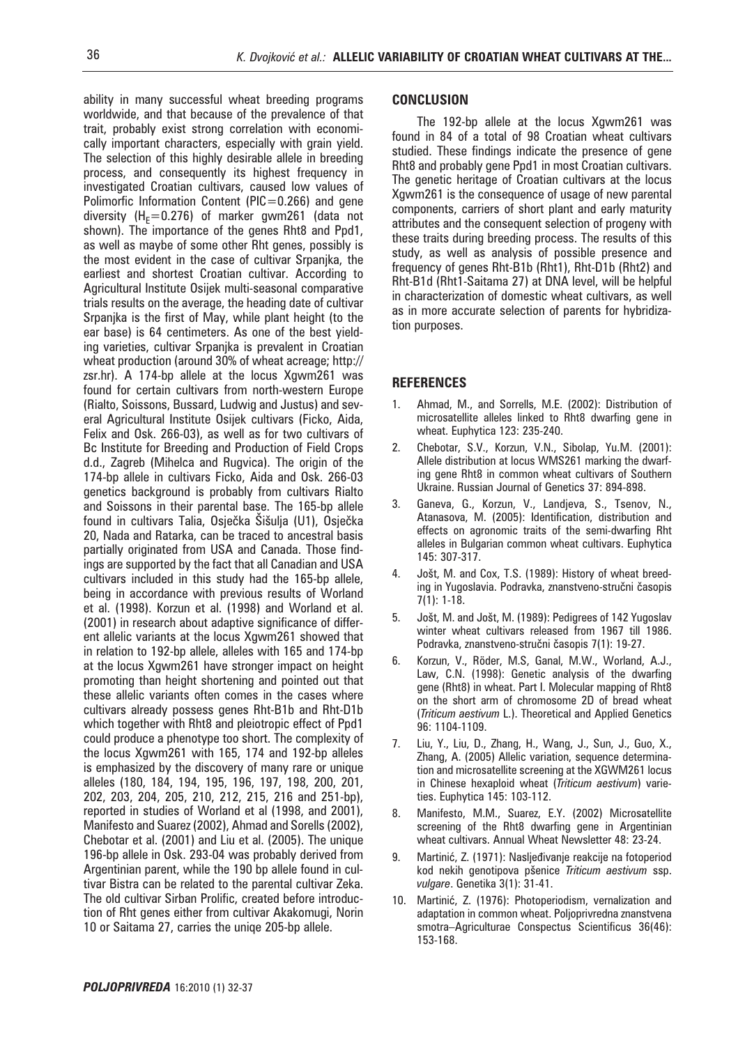ability in many successful wheat breeding programs worldwide, and that because of the prevalence of that trait, probably exist strong correlation with economically important characters, especially with grain yield. The selection of this highly desirable allele in breeding process, and consequently its highest frequency in investigated Croatian cultivars, caused low values of Polimorfic Information Content (PIC=0.266) and gene diversity ($H_E$=0.276) of marker gwm261 (data not shown). The importance of the genes Rht8 and Ppd1, as well as maybe of some other Rht genes, possibly is the most evident in the case of cultivar Srpanjka, the earliest and shortest Croatian cultivar. According to Agricultural Institute Osijek multi-seasonal comparative trials results on the average, the heading date of cultivar Srpanjka is the first of May, while plant height (to the ear base) is 64 centimeters. As one of the best yielding varieties, cultivar Srpanjka is prevalent in Croatian wheat production (around 30% of wheat acreage; http://zsr.hr). A 174-bp allele at the locus Xgwm261 was found for certain cultivars from north-western Europe (Rialto, Soissons, Bussard, Ludwig and Justus) and several Agricultural Institute Osijek cultivars (Ficko, Aida, Felix and Osk. 266-03), as well as for two cultivars of Bc Institute for Breeding and Production of Field Crops d.d., Zagreb (Mihelca and Rugvica). The origin of the 174-bp allele in cultivars Ficko, Aida and Osk. 266-03 genetics background is probably from cultivars Rialto and Soissons in their parental base. The 165-bp allele found in cultivars Talia, Osječka Šišulja (U1), Osječka 20, Nada and Ratarka, can be traced to ancestral basis partially originated from USA and Canada. Those findings are supported by the fact that all Canadian and USA cultivars included in this study had the 165-bp allele, being in accordance with previous results of Worland et al. (1998). Korzun et al. (1998) and Worland et al. (2001) in research about adaptive significance of different allelic variants at the locus Xgwm261 showed that in relation to 192-bp allele, alleles with 165 and 174-bp at the locus Xgwm261 have stronger impact on height promoting than height shortening and pointed out that these allelic variants often comes in the cases where cultivars already possess genes Rht-B1b and Rht-D1b which together with Rht8 and pleiotropic effect of Ppd1 could produce a phenotype too short. The complexity of the locus Xgwm261 with 165, 174 and 192-bp alleles is emphasized by the discovery of many rare or unique alleles (180, 184, 194, 195, 196, 197, 198, 200, 201, 202, 203, 204, 205, 210, 212, 215, 216 and 251-bp), reported in studies of Worland et al (1998, and 2001), Manifesto and Suarez (2002), Ahmad and Sorells (2002), Chebotar et al. (2001) and Liu et al. (2005). The unique 196-bp allele in Osk. 293-04 was probably derived from Argentinian parent, while the 190 bp allele found in cultivar Bistra can be related to the parental cultivar Zeka. The old cultivar Sirban Prolific, created before introduction of Rht genes either from cultivar Akakomugi, Norin 10 or Saitama 27, carries the uniqe 205-bp allele.

## CONCLUSION

The 192-bp allele at the locus Xgwm261 was found in 84 of a total of 98 Croatian wheat cultivars studied. These findings indicate the presence of gene Rht8 and probably gene Ppd1 in most Croatian cultivars. The genetic heritage of Croatian cultivars at the locus Xgwm261 is the consequence of usage of new parental components, carriers of short plant and early maturity attributes and the consequent selection of progeny with these traits during breeding process. The results of this study, as well as analysis of possible presence and frequency of genes Rht-B1b (Rht1), Rht-D1b (Rht2) and Rht-B1d (Rht1-Saitama 27) at DNA level, will be helpful in characterization of domestic wheat cultivars, as well as in more accurate selection of parents for hybridization purposes.

## REFERENCES

1. Ahmad, M., and Sorrells, M.E. (2002): Distribution of microsatellite alleles linked to Rht8 dwarfing gene in wheat. Euphytica 123: 235-240.
2. Chebotar, S.V., Korzun, V.N., Sibolap, Yu.M. (2001): Allele distribution at locus WMS261 marking the dwarfing gene Rht8 in common wheat cultivars of Southern Ukraine. Russian Journal of Genetics 37: 894-898.
3. Ganeva, G., Korzun, V., Landjeva, S., Tsenov, N., Atanasova, M. (2005): Identification, distribution and effects on agronomic traits of the semi-dwarfing Rht alleles in Bulgarian common wheat cultivars. Euphytica 145: 307-317.
4. Jošt, M. and Cox, T.S. (1989): History of wheat breeding in Yugoslavia. Podravka, znanstveno-stručni časopis 7(1): 1-18.
5. Jošt, M. and Jošt, M. (1989): Pedigrees of 142 Yugoslav winter wheat cultivars released from 1967 till 1986. Podravka, znanstveno-stručni časopis 7(1): 19-27.
6. Korzun, V., Röder, M.S, Ganal, M.W., Worland, A.J., Law, C.N. (1998): Genetic analysis of the dwarfing gene (Rht8) in wheat. Part I. Molecular mapping of Rht8 on the short arm of chromosome 2D of bread wheat (*Triticum aestivum* L.). Theoretical and Applied Genetics 96: 1104-1109.
7. Liu, Y., Liu, D., Zhang, H., Wang, J., Sun, J., Guo, X., Zhang, A. (2005) Allelic variation, sequence determination and microsatellite screening at the XGWM261 locus in Chinese hexaploid wheat (*Triticum aestivum*) varieties. Euphytica 145: 103-112.
8. Manifesto, M.M., Suarez, E.Y. (2002) Microsatellite screening of the Rht8 dwarfing gene in Argentinian wheat cultivars. Annual Wheat Newsletter 48: 23-24.
9. Martinić, Z. (1971): Nasljeđivanje reakcije na fotoperiod kod nekih genotipova pšenice *Triticum aestivum* ssp. *vulgare*. Genetika 3(1): 31-41.
10. Martinić, Z. (1976): Photoperiodism, vernalization and adaptation in common wheat. Poljoprivredna znanstvena smotra–Agriculturae Conspectus Scientificus 36(46): 153-168.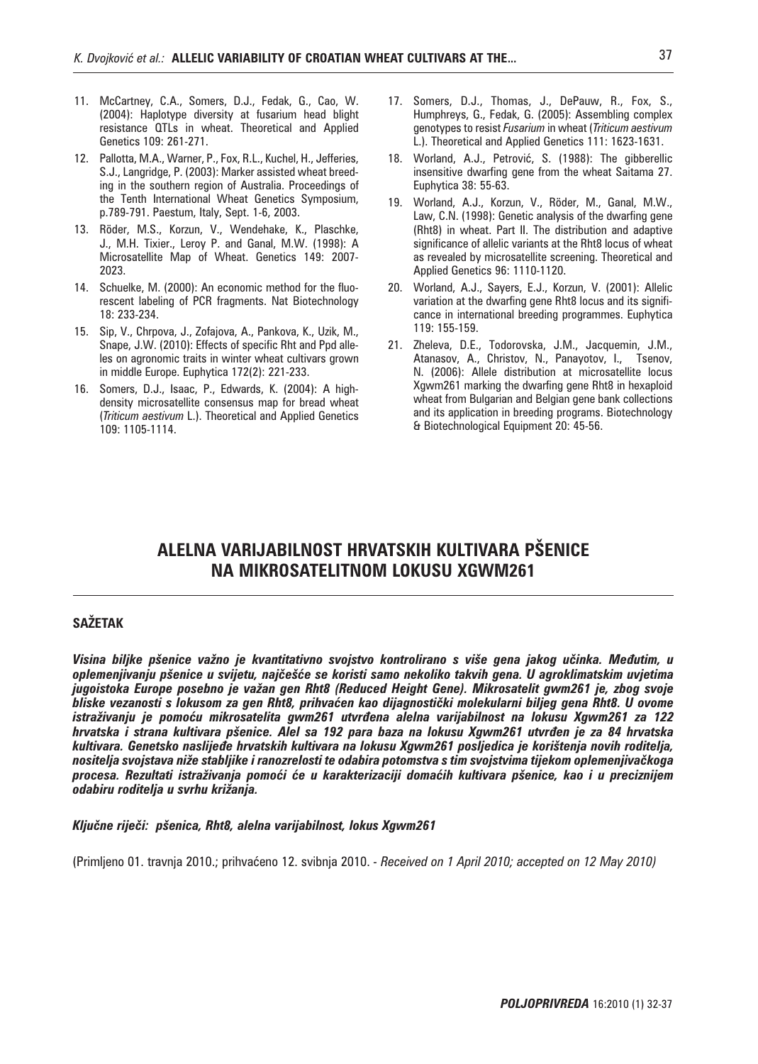11. McCartney, C.A., Somers, D.J., Fedak, G., Cao, W. (2004): Haplotype diversity at fusarium head blight resistance QTLs in wheat. Theoretical and Applied Genetics 109: 261-271.
12. Pallotta, M.A., Warner, P., Fox, R.L., Kuchel, H., Jefferies, S.J., Langridge, P. (2003): Marker assisted wheat breeding in the southern region of Australia. Proceedings of the Tenth International Wheat Genetics Symposium, p.789-791. Paestum, Italy, Sept. 1-6, 2003.
13. Röder, M.S., Korzun, V., Wendehake, K., Plaschke, J., M.H. Tixier., Leroy P. and Ganal, M.W. (1998): A Microsatellite Map of Wheat. Genetics 149: 2007-2023.
14. Schuelke, M. (2000): An economic method for the fluorescent labeling of PCR fragments. Nat Biotechnology 18: 233-234.
15. Sip, V., Chrpova, J., Zofajova, A., Pankova, K., Uzik, M., Snape, J.W. (2010): Effects of specific Rht and Ppd alleles on agronomic traits in winter wheat cultivars grown in middle Europe. Euphytica 172(2): 221-233.
16. Somers, D.J., Isaac, P., Edwards, K. (2004): A high-density microsatellite consensus map for bread wheat (*Triticum aestivum* L.). Theoretical and Applied Genetics 109: 1105-1114.
17. Somers, D.J., Thomas, J., DePauw, R., Fox, S., Humphreys, G., Fedak, G. (2005): Assembling complex genotypes to resist *Fusarium* in wheat (*Triticum aestivum* L.). Theoretical and Applied Genetics 111: 1623-1631.
18. Worland, A.J., Petrović, S. (1988): The gibberellic insensitive dwarfing gene from the wheat Saitama 27. Euphytica 38: 55-63.
19. Worland, A.J., Korzun, V., Röder, M., Ganal, M.W., Law, C.N. (1998): Genetic analysis of the dwarfing gene (Rht8) in wheat. Part II. The distribution and adaptive significance of allelic variants at the Rht8 locus of wheat as revealed by microsatellite screening. Theoretical and Applied Genetics 96: 1110-1120.
20. Worland, A.J., Sayers, E.J., Korzun, V. (2001): Allelic variation at the dwarfing gene Rht8 locus and its significance in international breeding programmes. Euphytica 119: 155-159.
21. Zheleva, D.E., Todorovska, J.M., Jacquemin, J.M., Atanasov, A., Christov, N., Panayotov, I., Tsenov, N. (2006): Allele distribution at microsatellite locus Xgwm261 marking the dwarfing gene Rht8 in hexaploid wheat from Bulgarian and Belgian gene bank collections and its application in breeding programs. Biotechnology & Biotechnological Equipment 20: 45-56.

# ALELNA VARIJABILNOST HRVATSKIH KULTIVARA PŠENICE NA MIKROSATELITNOM LOKUSU XGWM261

## SAŽETAK

***Visina biljke pšenice važno je kvantitativno svojstvo kontrolirano s više gena jakog učinka. Međutim, u oplemenjivanju pšenice u svijetu, najčešće se koristi samo nekoliko takvih gena. U agroklimatskim uvjetima jugoistoka Europe posebno je važan gen Rht8 (Reduced Height Gene). Mikrosatelit gwm261 je, zbog svoje bliske vezanosti s lokusom za gen Rht8, prihvaćen kao dijagnostički molekularni biljeg gena Rht8. U ovome istraživanju je pomoću mikrosatelita gwm261 utvrđena alelna varijabilnost na lokusu Xgwm261 za 122 hrvatska i strana kultivara pšenice. Alel sa 192 para baza na lokusu Xgwm261 utvrđen je za 84 hrvatska kultivara. Genetsko naslijeđe hrvatskih kultivara na lokusu Xgwm261 posljedica je korištenja novih roditelja, nositelja svojstava niže stabljike i ranozrelosti te odabira potomstva s tim svojstvima tijekom oplemenjivačkoga procesa. Rezultati istraživanja pomoći će u karakterizaciji domaćih kultivara pšenice, kao i u preciznijem odabiru roditelja u svrhu križanja.***

***Ključne riječi: pšenica, Rht8, alelna varijabilnost, lokus Xgwm261***

(Primljeno 01. travnja 2010.; prihvaćeno 12. svibnja 2010. - *Received on 1 April 2010; accepted on 12 May 2010)*